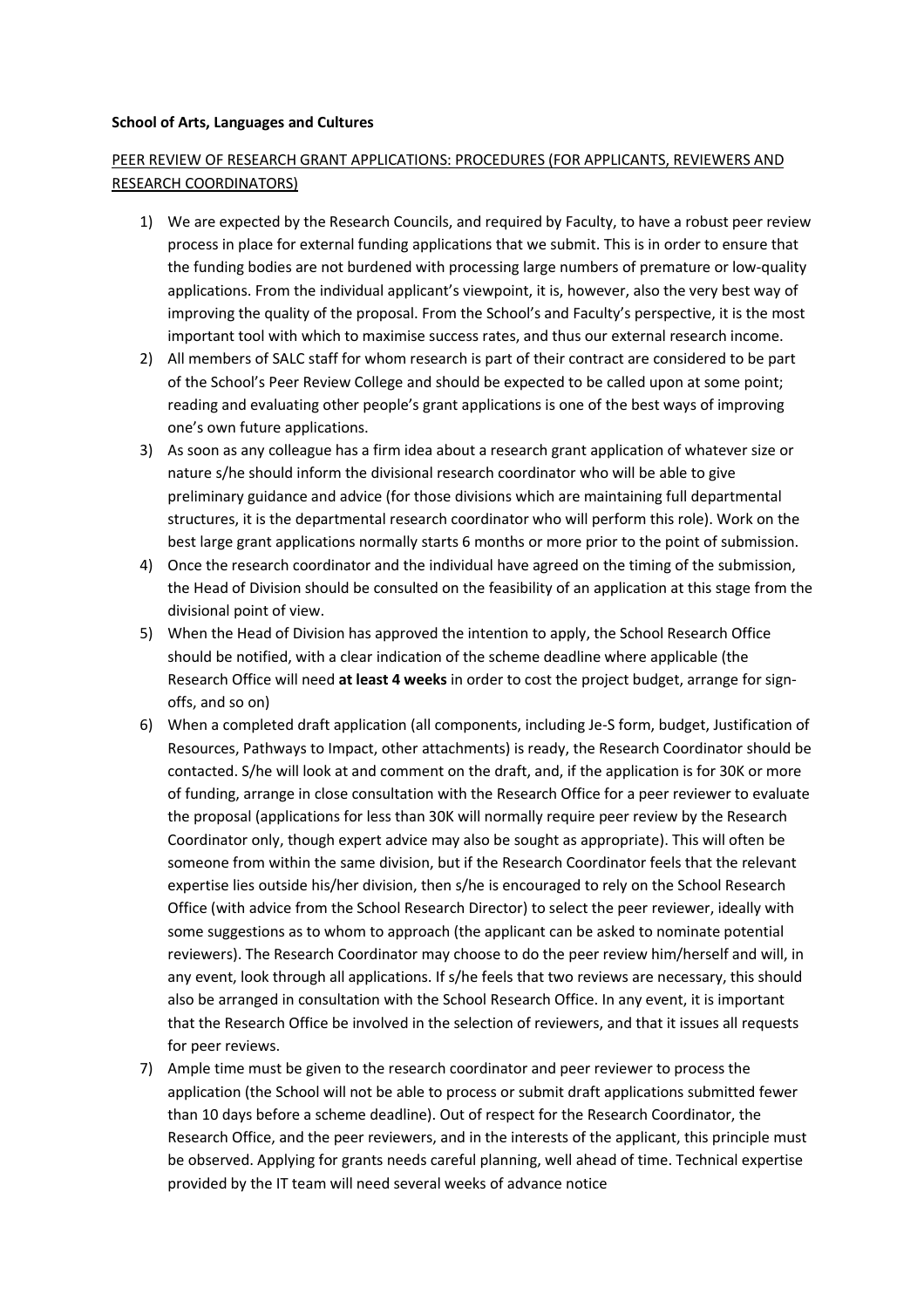**School of Arts, Languages and Cultures**

PEER REVIEW OF RESEARCH GRANT APPLICATIONS: PROCEDURES (FOR APPLICANTS, REVIEWERS AND RESEARCH COORDINATORS)

1) We are expected by the Research Councils, and required by Faculty, to have a robust peer review process in place for external funding applications that we submit. This is in order to ensure that the funding bodies are not burdened with processing large numbers of premature or low-quality applications. From the individual applicant's viewpoint, it is, however, also the very best way of improving the quality of the proposal. From the School's and Faculty's perspective, it is the most important tool with which to maximise success rates, and thus our external research income.
2) All members of SALC staff for whom research is part of their contract are considered to be part of the School's Peer Review College and should be expected to be called upon at some point; reading and evaluating other people's grant applications is one of the best ways of improving one's own future applications.
3) As soon as any colleague has a firm idea about a research grant application of whatever size or nature s/he should inform the divisional research coordinator who will be able to give preliminary guidance and advice (for those divisions which are maintaining full departmental structures, it is the departmental research coordinator who will perform this role). Work on the best large grant applications normally starts 6 months or more prior to the point of submission.
4) Once the research coordinator and the individual have agreed on the timing of the submission, the Head of Division should be consulted on the feasibility of an application at this stage from the divisional point of view.
5) When the Head of Division has approved the intention to apply, the School Research Office should be notified, with a clear indication of the scheme deadline where applicable (the Research Office will need **at least 4 weeks** in order to cost the project budget, arrange for sign-offs, and so on)
6) When a completed draft application (all components, including Je-S form, budget, Justification of Resources, Pathways to Impact, other attachments) is ready, the Research Coordinator should be contacted. S/he will look at and comment on the draft, and, if the application is for 30K or more of funding, arrange in close consultation with the Research Office for a peer reviewer to evaluate the proposal (applications for less than 30K will normally require peer review by the Research Coordinator only, though expert advice may also be sought as appropriate). This will often be someone from within the same division, but if the Research Coordinator feels that the relevant expertise lies outside his/her division, then s/he is encouraged to rely on the School Research Office (with advice from the School Research Director) to select the peer reviewer, ideally with some suggestions as to whom to approach (the applicant can be asked to nominate potential reviewers). The Research Coordinator may choose to do the peer review him/herself and will, in any event, look through all applications. If s/he feels that two reviews are necessary, this should also be arranged in consultation with the School Research Office. In any event, it is important that the Research Office be involved in the selection of reviewers, and that it issues all requests for peer reviews.
7) Ample time must be given to the research coordinator and peer reviewer to process the application (the School will not be able to process or submit draft applications submitted fewer than 10 days before a scheme deadline). Out of respect for the Research Coordinator, the Research Office, and the peer reviewers, and in the interests of the applicant, this principle must be observed. Applying for grants needs careful planning, well ahead of time. Technical expertise provided by the IT team will need several weeks of advance notice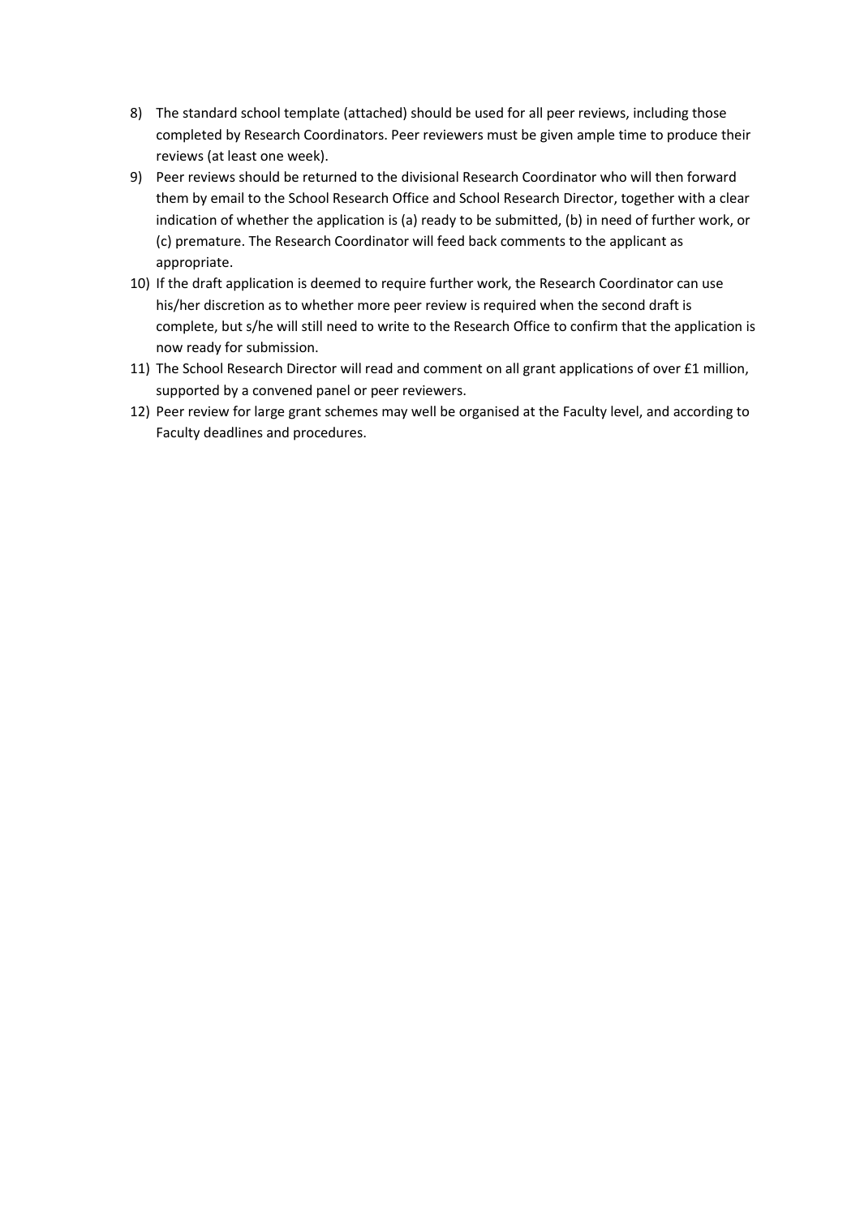8) The standard school template (attached) should be used for all peer reviews, including those completed by Research Coordinators. Peer reviewers must be given ample time to produce their reviews (at least one week).
9) Peer reviews should be returned to the divisional Research Coordinator who will then forward them by email to the School Research Office and School Research Director, together with a clear indication of whether the application is (a) ready to be submitted, (b) in need of further work, or (c) premature. The Research Coordinator will feed back comments to the applicant as appropriate.
10) If the draft application is deemed to require further work, the Research Coordinator can use his/her discretion as to whether more peer review is required when the second draft is complete, but s/he will still need to write to the Research Office to confirm that the application is now ready for submission.
11) The School Research Director will read and comment on all grant applications of over £1 million, supported by a convened panel or peer reviewers.
12) Peer review for large grant schemes may well be organised at the Faculty level, and according to Faculty deadlines and procedures.